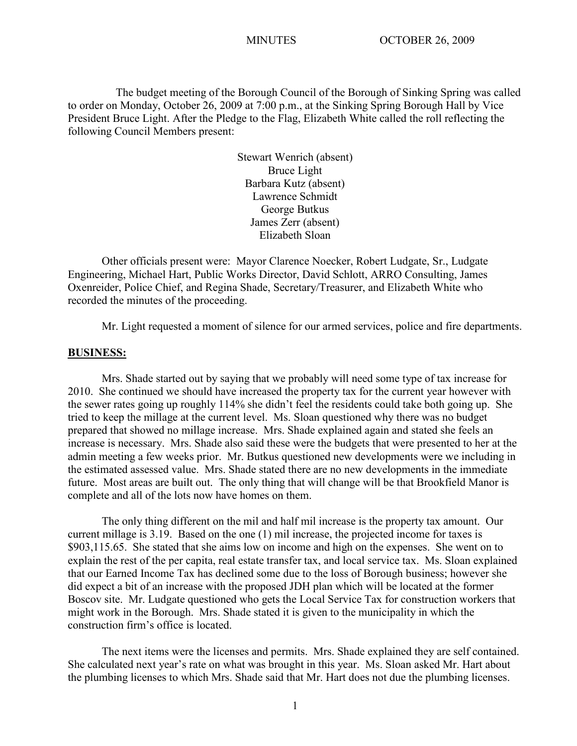MINUTES OCTOBER 26, 2009

The budget meeting of the Borough Council of the Borough of Sinking Spring was called to order on Monday, October 26, 2009 at 7:00 p.m., at the Sinking Spring Borough Hall by Vice President Bruce Light. After the Pledge to the Flag, Elizabeth White called the roll reflecting the following Council Members present:

Stewart Wenrich (absent)
Bruce Light
Barbara Kutz (absent)
Lawrence Schmidt
George Butkus
James Zerr (absent)
Elizabeth Sloan

Other officials present were: Mayor Clarence Noecker, Robert Ludgate, Sr., Ludgate Engineering, Michael Hart, Public Works Director, David Schlott, ARRO Consulting, James Oxenreider, Police Chief, and Regina Shade, Secretary/Treasurer, and Elizabeth White who recorded the minutes of the proceeding.

Mr. Light requested a moment of silence for our armed services, police and fire departments.

## BUSINESS:

Mrs. Shade started out by saying that we probably will need some type of tax increase for 2010. She continued we should have increased the property tax for the current year however with the sewer rates going up roughly 114% she didn't feel the residents could take both going up. She tried to keep the millage at the current level. Ms. Sloan questioned why there was no budget prepared that showed no millage increase. Mrs. Shade explained again and stated she feels an increase is necessary. Mrs. Shade also said these were the budgets that were presented to her at the admin meeting a few weeks prior. Mr. Butkus questioned new developments were we including in the estimated assessed value. Mrs. Shade stated there are no new developments in the immediate future. Most areas are built out. The only thing that will change will be that Brookfield Manor is complete and all of the lots now have homes on them.

The only thing different on the mil and half mil increase is the property tax amount. Our current millage is 3.19. Based on the one (1) mil increase, the projected income for taxes is $903,115.65. She stated that she aims low on income and high on the expenses. She went on to explain the rest of the per capita, real estate transfer tax, and local service tax. Ms. Sloan explained that our Earned Income Tax has declined some due to the loss of Borough business; however she did expect a bit of an increase with the proposed JDH plan which will be located at the former Boscov site. Mr. Ludgate questioned who gets the Local Service Tax for construction workers that might work in the Borough. Mrs. Shade stated it is given to the municipality in which the construction firm's office is located.

The next items were the licenses and permits. Mrs. Shade explained they are self contained. She calculated next year's rate on what was brought in this year. Ms. Sloan asked Mr. Hart about the plumbing licenses to which Mrs. Shade said that Mr. Hart does not due the plumbing licenses.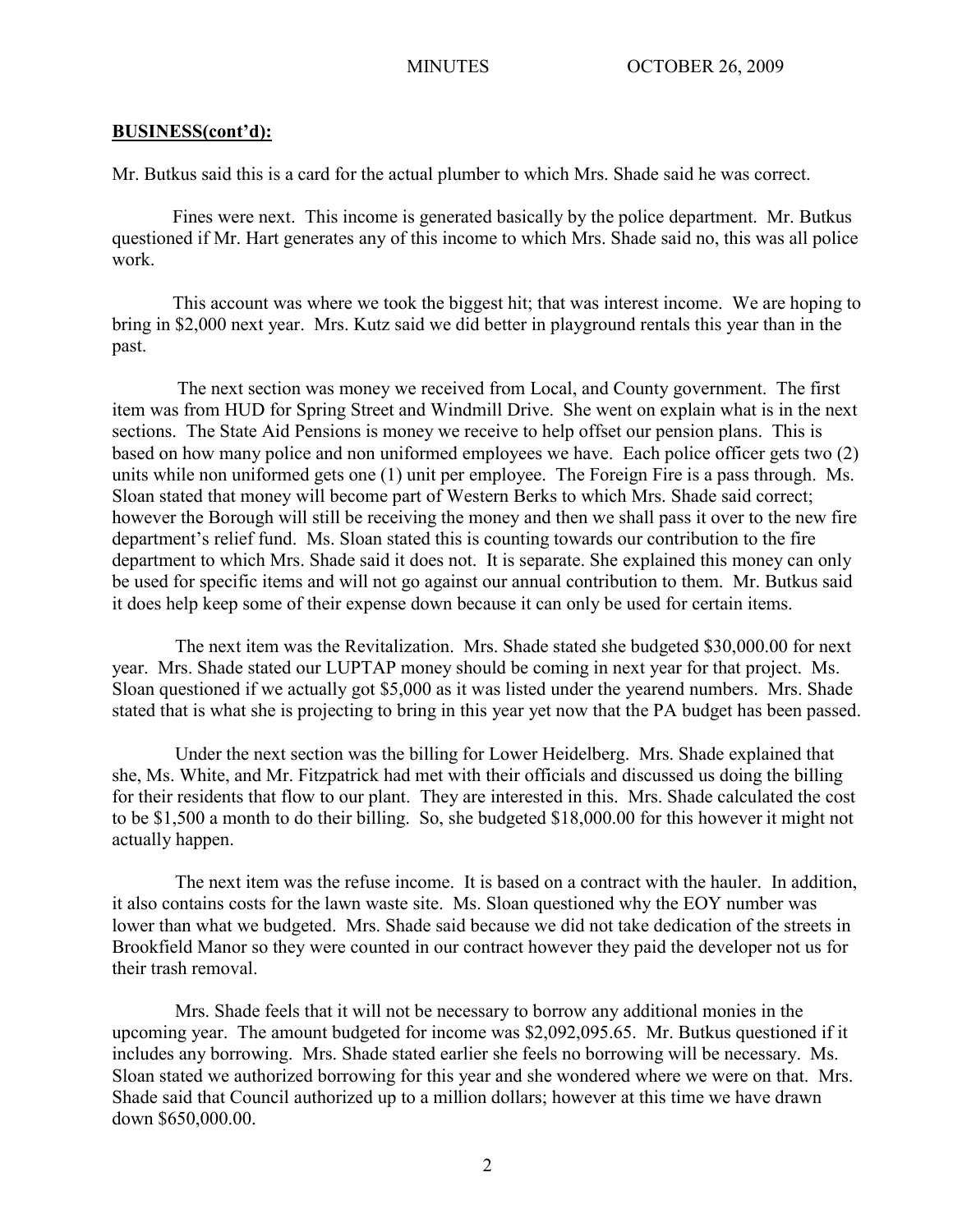**BUSINESS(cont'd):**

Mr. Butkus said this is a card for the actual plumber to which Mrs. Shade said he was correct.

Fines were next. This income is generated basically by the police department. Mr. Butkus questioned if Mr. Hart generates any of this income to which Mrs. Shade said no, this was all police work.

This account was where we took the biggest hit; that was interest income. We are hoping to bring in $2,000 next year. Mrs. Kutz said we did better in playground rentals this year than in the past.

The next section was money we received from Local, and County government. The first item was from HUD for Spring Street and Windmill Drive. She went on explain what is in the next sections. The State Aid Pensions is money we receive to help offset our pension plans. This is based on how many police and non uniformed employees we have. Each police officer gets two (2) units while non uniformed gets one (1) unit per employee. The Foreign Fire is a pass through. Ms. Sloan stated that money will become part of Western Berks to which Mrs. Shade said correct; however the Borough will still be receiving the money and then we shall pass it over to the new fire department's relief fund. Ms. Sloan stated this is counting towards our contribution to the fire department to which Mrs. Shade said it does not. It is separate. She explained this money can only be used for specific items and will not go against our annual contribution to them. Mr. Butkus said it does help keep some of their expense down because it can only be used for certain items.

The next item was the Revitalization. Mrs. Shade stated she budgeted $30,000.00 for next year. Mrs. Shade stated our LUPTAP money should be coming in next year for that project. Ms. Sloan questioned if we actually got $5,000 as it was listed under the yearend numbers. Mrs. Shade stated that is what she is projecting to bring in this year yet now that the PA budget has been passed.

Under the next section was the billing for Lower Heidelberg. Mrs. Shade explained that she, Ms. White, and Mr. Fitzpatrick had met with their officials and discussed us doing the billing for their residents that flow to our plant. They are interested in this. Mrs. Shade calculated the cost to be $1,500 a month to do their billing. So, she budgeted $18,000.00 for this however it might not actually happen.

The next item was the refuse income. It is based on a contract with the hauler. In addition, it also contains costs for the lawn waste site. Ms. Sloan questioned why the EOY number was lower than what we budgeted. Mrs. Shade said because we did not take dedication of the streets in Brookfield Manor so they were counted in our contract however they paid the developer not us for their trash removal.

Mrs. Shade feels that it will not be necessary to borrow any additional monies in the upcoming year. The amount budgeted for income was $2,092,095.65. Mr. Butkus questioned if it includes any borrowing. Mrs. Shade stated earlier she feels no borrowing will be necessary. Ms. Sloan stated we authorized borrowing for this year and she wondered where we were on that. Mrs. Shade said that Council authorized up to a million dollars; however at this time we have drawn down $650,000.00.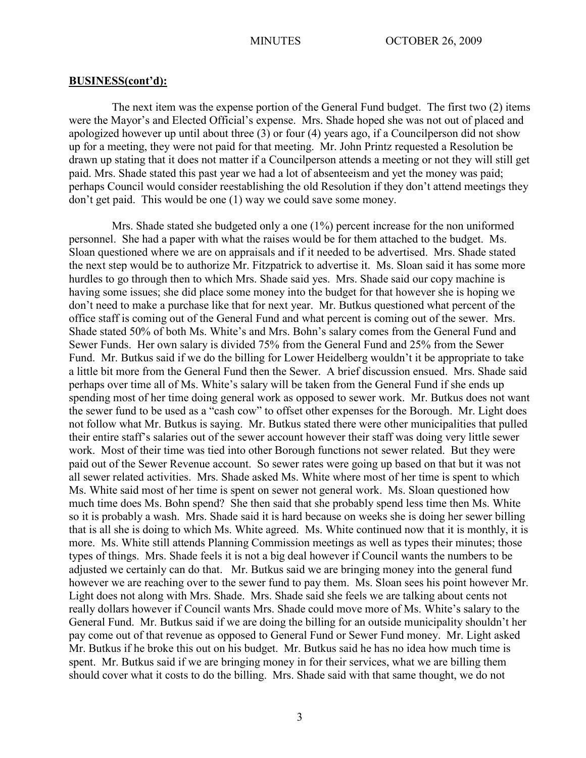**BUSINESS(cont'd):**

The next item was the expense portion of the General Fund budget. The first two (2) items were the Mayor's and Elected Official's expense. Mrs. Shade hoped she was not out of placed and apologized however up until about three (3) or four (4) years ago, if a Councilperson did not show up for a meeting, they were not paid for that meeting. Mr. John Printz requested a Resolution be drawn up stating that it does not matter if a Councilperson attends a meeting or not they will still get paid. Mrs. Shade stated this past year we had a lot of absenteeism and yet the money was paid; perhaps Council would consider reestablishing the old Resolution if they don't attend meetings they don't get paid. This would be one (1) way we could save some money.

Mrs. Shade stated she budgeted only a one (1%) percent increase for the non uniformed personnel. She had a paper with what the raises would be for them attached to the budget. Ms. Sloan questioned where we are on appraisals and if it needed to be advertised. Mrs. Shade stated the next step would be to authorize Mr. Fitzpatrick to advertise it. Ms. Sloan said it has some more hurdles to go through then to which Mrs. Shade said yes. Mrs. Shade said our copy machine is having some issues; she did place some money into the budget for that however she is hoping we don't need to make a purchase like that for next year. Mr. Butkus questioned what percent of the office staff is coming out of the General Fund and what percent is coming out of the sewer. Mrs. Shade stated 50% of both Ms. White's and Mrs. Bohn's salary comes from the General Fund and Sewer Funds. Her own salary is divided 75% from the General Fund and 25% from the Sewer Fund. Mr. Butkus said if we do the billing for Lower Heidelberg wouldn't it be appropriate to take a little bit more from the General Fund then the Sewer. A brief discussion ensued. Mrs. Shade said perhaps over time all of Ms. White's salary will be taken from the General Fund if she ends up spending most of her time doing general work as opposed to sewer work. Mr. Butkus does not want the sewer fund to be used as a "cash cow" to offset other expenses for the Borough. Mr. Light does not follow what Mr. Butkus is saying. Mr. Butkus stated there were other municipalities that pulled their entire staff's salaries out of the sewer account however their staff was doing very little sewer work. Most of their time was tied into other Borough functions not sewer related. But they were paid out of the Sewer Revenue account. So sewer rates were going up based on that but it was not all sewer related activities. Mrs. Shade asked Ms. White where most of her time is spent to which Ms. White said most of her time is spent on sewer not general work. Ms. Sloan questioned how much time does Ms. Bohn spend? She then said that she probably spend less time then Ms. White so it is probably a wash. Mrs. Shade said it is hard because on weeks she is doing her sewer billing that is all she is doing to which Ms. White agreed. Ms. White continued now that it is monthly, it is more. Ms. White still attends Planning Commission meetings as well as types their minutes; those types of things. Mrs. Shade feels it is not a big deal however if Council wants the numbers to be adjusted we certainly can do that. Mr. Butkus said we are bringing money into the general fund however we are reaching over to the sewer fund to pay them. Ms. Sloan sees his point however Mr. Light does not along with Mrs. Shade. Mrs. Shade said she feels we are talking about cents not really dollars however if Council wants Mrs. Shade could move more of Ms. White's salary to the General Fund. Mr. Butkus said if we are doing the billing for an outside municipality shouldn't her pay come out of that revenue as opposed to General Fund or Sewer Fund money. Mr. Light asked Mr. Butkus if he broke this out on his budget. Mr. Butkus said he has no idea how much time is spent. Mr. Butkus said if we are bringing money in for their services, what we are billing them should cover what it costs to do the billing. Mrs. Shade said with that same thought, we do not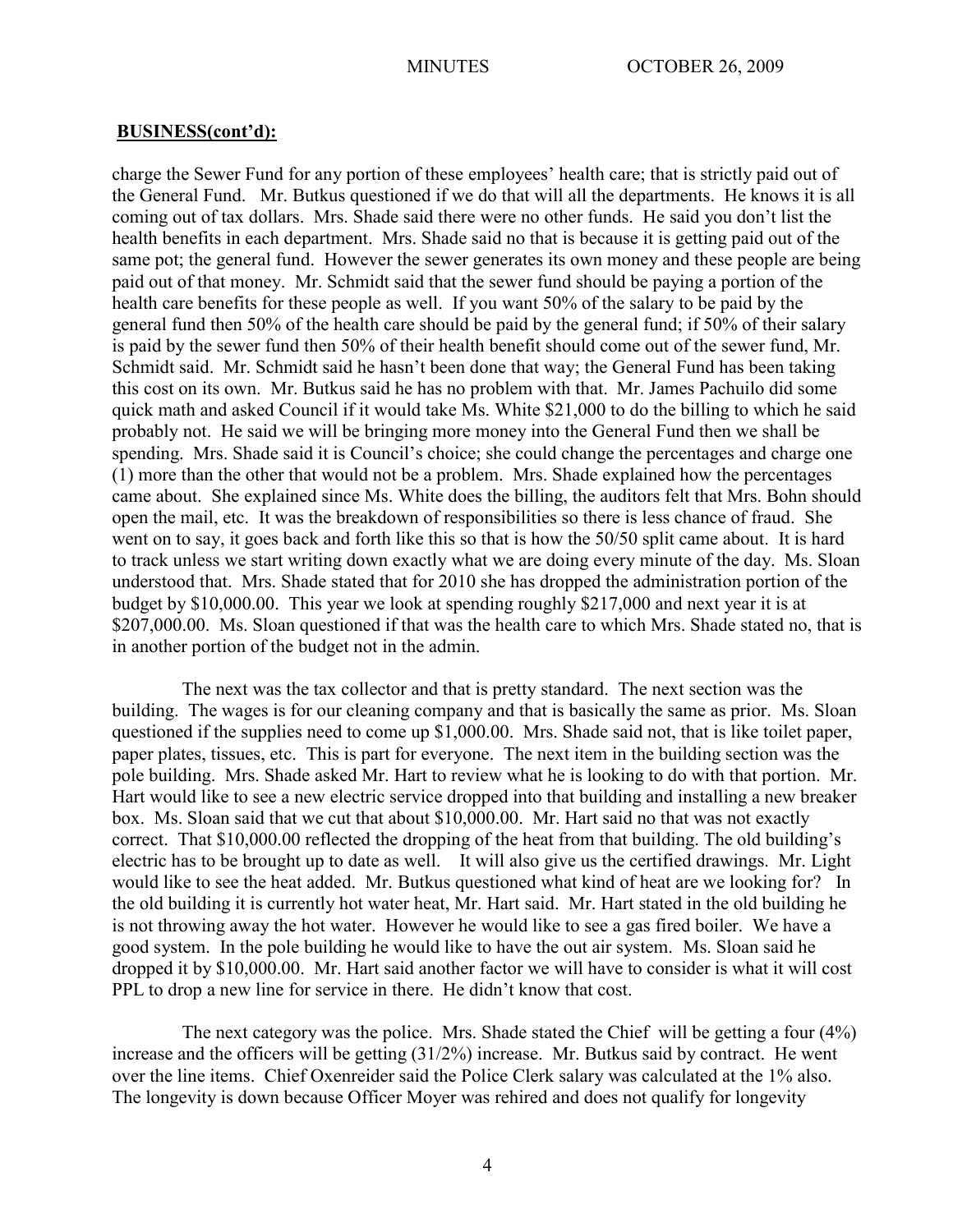**BUSINESS(cont'd):**

charge the Sewer Fund for any portion of these employees' health care; that is strictly paid out of the General Fund. Mr. Butkus questioned if we do that will all the departments. He knows it is all coming out of tax dollars. Mrs. Shade said there were no other funds. He said you don't list the health benefits in each department. Mrs. Shade said no that is because it is getting paid out of the same pot; the general fund. However the sewer generates its own money and these people are being paid out of that money. Mr. Schmidt said that the sewer fund should be paying a portion of the health care benefits for these people as well. If you want 50% of the salary to be paid by the general fund then 50% of the health care should be paid by the general fund; if 50% of their salary is paid by the sewer fund then 50% of their health benefit should come out of the sewer fund, Mr. Schmidt said. Mr. Schmidt said he hasn't been done that way; the General Fund has been taking this cost on its own. Mr. Butkus said he has no problem with that. Mr. James Pachuilo did some quick math and asked Council if it would take Ms. White $21,000 to do the billing to which he said probably not. He said we will be bringing more money into the General Fund then we shall be spending. Mrs. Shade said it is Council's choice; she could change the percentages and charge one (1) more than the other that would not be a problem. Mrs. Shade explained how the percentages came about. She explained since Ms. White does the billing, the auditors felt that Mrs. Bohn should open the mail, etc. It was the breakdown of responsibilities so there is less chance of fraud. She went on to say, it goes back and forth like this so that is how the 50/50 split came about. It is hard to track unless we start writing down exactly what we are doing every minute of the day. Ms. Sloan understood that. Mrs. Shade stated that for 2010 she has dropped the administration portion of the budget by $10,000.00. This year we look at spending roughly $217,000 and next year it is at $207,000.00. Ms. Sloan questioned if that was the health care to which Mrs. Shade stated no, that is in another portion of the budget not in the admin.

The next was the tax collector and that is pretty standard. The next section was the building. The wages is for our cleaning company and that is basically the same as prior. Ms. Sloan questioned if the supplies need to come up $1,000.00. Mrs. Shade said not, that is like toilet paper, paper plates, tissues, etc. This is part for everyone. The next item in the building section was the pole building. Mrs. Shade asked Mr. Hart to review what he is looking to do with that portion. Mr. Hart would like to see a new electric service dropped into that building and installing a new breaker box. Ms. Sloan said that we cut that about $10,000.00. Mr. Hart said no that was not exactly correct. That $10,000.00 reflected the dropping of the heat from that building. The old building's electric has to be brought up to date as well. It will also give us the certified drawings. Mr. Light would like to see the heat added. Mr. Butkus questioned what kind of heat are we looking for? In the old building it is currently hot water heat, Mr. Hart said. Mr. Hart stated in the old building he is not throwing away the hot water. However he would like to see a gas fired boiler. We have a good system. In the pole building he would like to have the out air system. Ms. Sloan said he dropped it by $10,000.00. Mr. Hart said another factor we will have to consider is what it will cost PPL to drop a new line for service in there. He didn't know that cost.

The next category was the police. Mrs. Shade stated the Chief will be getting a four (4%) increase and the officers will be getting (31/2%) increase. Mr. Butkus said by contract. He went over the line items. Chief Oxenreider said the Police Clerk salary was calculated at the 1% also. The longevity is down because Officer Moyer was rehired and does not qualify for longevity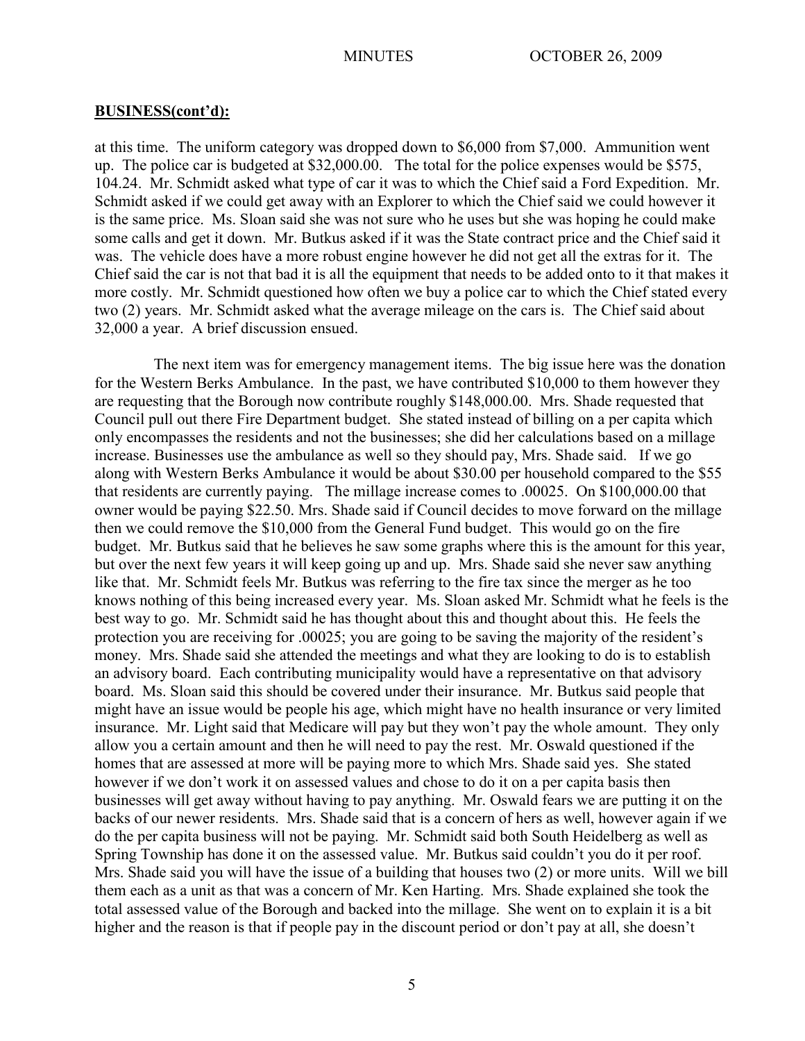**BUSINESS(cont'd):**

at this time. The uniform category was dropped down to $6,000 from $7,000. Ammunition went up. The police car is budgeted at $32,000.00. The total for the police expenses would be $575, 104.24. Mr. Schmidt asked what type of car it was to which the Chief said a Ford Expedition. Mr. Schmidt asked if we could get away with an Explorer to which the Chief said we could however it is the same price. Ms. Sloan said she was not sure who he uses but she was hoping he could make some calls and get it down. Mr. Butkus asked if it was the State contract price and the Chief said it was. The vehicle does have a more robust engine however he did not get all the extras for it. The Chief said the car is not that bad it is all the equipment that needs to be added onto to it that makes it more costly. Mr. Schmidt questioned how often we buy a police car to which the Chief stated every two (2) years. Mr. Schmidt asked what the average mileage on the cars is. The Chief said about 32,000 a year. A brief discussion ensued.

The next item was for emergency management items. The big issue here was the donation for the Western Berks Ambulance. In the past, we have contributed $10,000 to them however they are requesting that the Borough now contribute roughly $148,000.00. Mrs. Shade requested that Council pull out there Fire Department budget. She stated instead of billing on a per capita which only encompasses the residents and not the businesses; she did her calculations based on a millage increase. Businesses use the ambulance as well so they should pay, Mrs. Shade said. If we go along with Western Berks Ambulance it would be about $30.00 per household compared to the $55 that residents are currently paying. The millage increase comes to .00025. On $100,000.00 that owner would be paying $22.50. Mrs. Shade said if Council decides to move forward on the millage then we could remove the $10,000 from the General Fund budget. This would go on the fire budget. Mr. Butkus said that he believes he saw some graphs where this is the amount for this year, but over the next few years it will keep going up and up. Mrs. Shade said she never saw anything like that. Mr. Schmidt feels Mr. Butkus was referring to the fire tax since the merger as he too knows nothing of this being increased every year. Ms. Sloan asked Mr. Schmidt what he feels is the best way to go. Mr. Schmidt said he has thought about this and thought about this. He feels the protection you are receiving for .00025; you are going to be saving the majority of the resident's money. Mrs. Shade said she attended the meetings and what they are looking to do is to establish an advisory board. Each contributing municipality would have a representative on that advisory board. Ms. Sloan said this should be covered under their insurance. Mr. Butkus said people that might have an issue would be people his age, which might have no health insurance or very limited insurance. Mr. Light said that Medicare will pay but they won't pay the whole amount. They only allow you a certain amount and then he will need to pay the rest. Mr. Oswald questioned if the homes that are assessed at more will be paying more to which Mrs. Shade said yes. She stated however if we don't work it on assessed values and chose to do it on a per capita basis then businesses will get away without having to pay anything. Mr. Oswald fears we are putting it on the backs of our newer residents. Mrs. Shade said that is a concern of hers as well, however again if we do the per capita business will not be paying. Mr. Schmidt said both South Heidelberg as well as Spring Township has done it on the assessed value. Mr. Butkus said couldn't you do it per roof. Mrs. Shade said you will have the issue of a building that houses two (2) or more units. Will we bill them each as a unit as that was a concern of Mr. Ken Harting. Mrs. Shade explained she took the total assessed value of the Borough and backed into the millage. She went on to explain it is a bit higher and the reason is that if people pay in the discount period or don't pay at all, she doesn't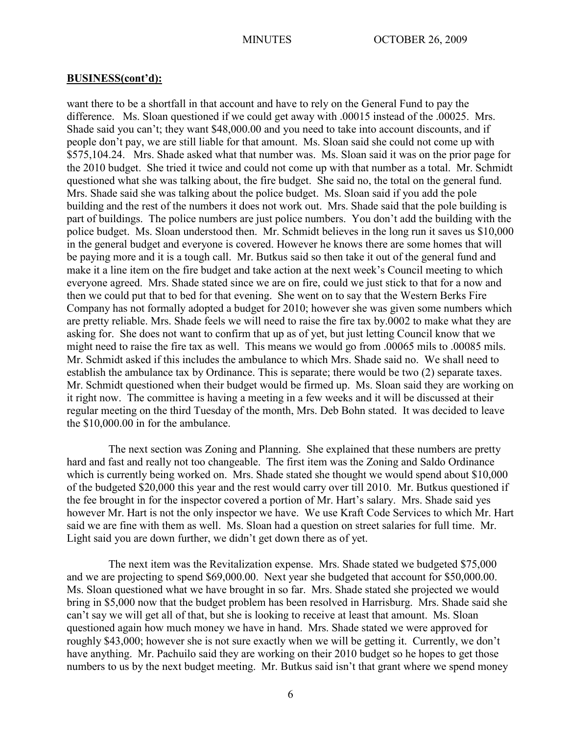**BUSINESS(cont'd):**

want there to be a shortfall in that account and have to rely on the General Fund to pay the difference. Ms. Sloan questioned if we could get away with .00015 instead of the .00025. Mrs. Shade said you can't; they want $48,000.00 and you need to take into account discounts, and if people don't pay, we are still liable for that amount. Ms. Sloan said she could not come up with $575,104.24. Mrs. Shade asked what that number was. Ms. Sloan said it was on the prior page for the 2010 budget. She tried it twice and could not come up with that number as a total. Mr. Schmidt questioned what she was talking about, the fire budget. She said no, the total on the general fund. Mrs. Shade said she was talking about the police budget. Ms. Sloan said if you add the pole building and the rest of the numbers it does not work out. Mrs. Shade said that the pole building is part of buildings. The police numbers are just police numbers. You don't add the building with the police budget. Ms. Sloan understood then. Mr. Schmidt believes in the long run it saves us $10,000 in the general budget and everyone is covered. However he knows there are some homes that will be paying more and it is a tough call. Mr. Butkus said so then take it out of the general fund and make it a line item on the fire budget and take action at the next week's Council meeting to which everyone agreed. Mrs. Shade stated since we are on fire, could we just stick to that for a now and then we could put that to bed for that evening. She went on to say that the Western Berks Fire Company has not formally adopted a budget for 2010; however she was given some numbers which are pretty reliable. Mrs. Shade feels we will need to raise the fire tax by.0002 to make what they are asking for. She does not want to confirm that up as of yet, but just letting Council know that we might need to raise the fire tax as well. This means we would go from .00065 mils to .00085 mils. Mr. Schmidt asked if this includes the ambulance to which Mrs. Shade said no. We shall need to establish the ambulance tax by Ordinance. This is separate; there would be two (2) separate taxes. Mr. Schmidt questioned when their budget would be firmed up. Ms. Sloan said they are working on it right now. The committee is having a meeting in a few weeks and it will be discussed at their regular meeting on the third Tuesday of the month, Mrs. Deb Bohn stated. It was decided to leave the $10,000.00 in for the ambulance.

The next section was Zoning and Planning. She explained that these numbers are pretty hard and fast and really not too changeable. The first item was the Zoning and Saldo Ordinance which is currently being worked on. Mrs. Shade stated she thought we would spend about $10,000 of the budgeted $20,000 this year and the rest would carry over till 2010. Mr. Butkus questioned if the fee brought in for the inspector covered a portion of Mr. Hart's salary. Mrs. Shade said yes however Mr. Hart is not the only inspector we have. We use Kraft Code Services to which Mr. Hart said we are fine with them as well. Ms. Sloan had a question on street salaries for full time. Mr. Light said you are down further, we didn't get down there as of yet.

The next item was the Revitalization expense. Mrs. Shade stated we budgeted $75,000 and we are projecting to spend $69,000.00. Next year she budgeted that account for $50,000.00. Ms. Sloan questioned what we have brought in so far. Mrs. Shade stated she projected we would bring in $5,000 now that the budget problem has been resolved in Harrisburg. Mrs. Shade said she can't say we will get all of that, but she is looking to receive at least that amount. Ms. Sloan questioned again how much money we have in hand. Mrs. Shade stated we were approved for roughly $43,000; however she is not sure exactly when we will be getting it. Currently, we don't have anything. Mr. Pachuilo said they are working on their 2010 budget so he hopes to get those numbers to us by the next budget meeting. Mr. Butkus said isn't that grant where we spend money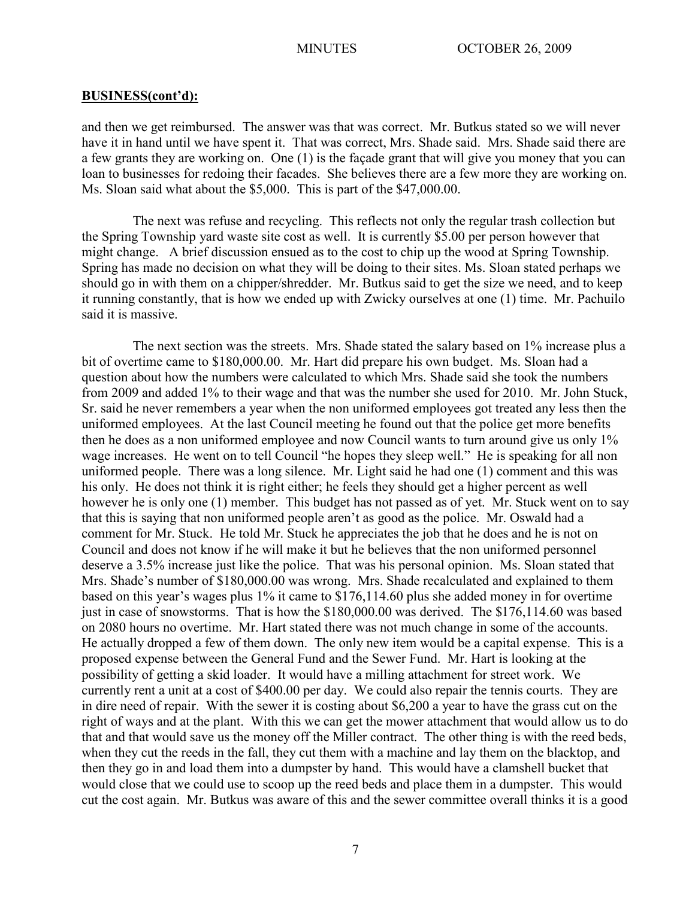## BUSINESS(cont'd):

and then we get reimbursed. The answer was that was correct. Mr. Butkus stated so we will never have it in hand until we have spent it. That was correct, Mrs. Shade said. Mrs. Shade said there are a few grants they are working on. One (1) is the façade grant that will give you money that you can loan to businesses for redoing their facades. She believes there are a few more they are working on. Ms. Sloan said what about the $5,000. This is part of the $47,000.00.

The next was refuse and recycling. This reflects not only the regular trash collection but the Spring Township yard waste site cost as well. It is currently $5.00 per person however that might change. A brief discussion ensued as to the cost to chip up the wood at Spring Township. Spring has made no decision on what they will be doing to their sites. Ms. Sloan stated perhaps we should go in with them on a chipper/shredder. Mr. Butkus said to get the size we need, and to keep it running constantly, that is how we ended up with Zwicky ourselves at one (1) time. Mr. Pachuilo said it is massive.

The next section was the streets. Mrs. Shade stated the salary based on 1% increase plus a bit of overtime came to $180,000.00. Mr. Hart did prepare his own budget. Ms. Sloan had a question about how the numbers were calculated to which Mrs. Shade said she took the numbers from 2009 and added 1% to their wage and that was the number she used for 2010. Mr. John Stuck, Sr. said he never remembers a year when the non uniformed employees got treated any less then the uniformed employees. At the last Council meeting he found out that the police get more benefits then he does as a non uniformed employee and now Council wants to turn around give us only 1% wage increases. He went on to tell Council "he hopes they sleep well." He is speaking for all non uniformed people. There was a long silence. Mr. Light said he had one (1) comment and this was his only. He does not think it is right either; he feels they should get a higher percent as well however he is only one (1) member. This budget has not passed as of yet. Mr. Stuck went on to say that this is saying that non uniformed people aren't as good as the police. Mr. Oswald had a comment for Mr. Stuck. He told Mr. Stuck he appreciates the job that he does and he is not on Council and does not know if he will make it but he believes that the non uniformed personnel deserve a 3.5% increase just like the police. That was his personal opinion. Ms. Sloan stated that Mrs. Shade's number of $180,000.00 was wrong. Mrs. Shade recalculated and explained to them based on this year's wages plus 1% it came to $176,114.60 plus she added money in for overtime just in case of snowstorms. That is how the $180,000.00 was derived. The $176,114.60 was based on 2080 hours no overtime. Mr. Hart stated there was not much change in some of the accounts. He actually dropped a few of them down. The only new item would be a capital expense. This is a proposed expense between the General Fund and the Sewer Fund. Mr. Hart is looking at the possibility of getting a skid loader. It would have a milling attachment for street work. We currently rent a unit at a cost of $400.00 per day. We could also repair the tennis courts. They are in dire need of repair. With the sewer it is costing about $6,200 a year to have the grass cut on the right of ways and at the plant. With this we can get the mower attachment that would allow us to do that and that would save us the money off the Miller contract. The other thing is with the reed beds, when they cut the reeds in the fall, they cut them with a machine and lay them on the blacktop, and then they go in and load them into a dumpster by hand. This would have a clamshell bucket that would close that we could use to scoop up the reed beds and place them in a dumpster. This would cut the cost again. Mr. Butkus was aware of this and the sewer committee overall thinks it is a good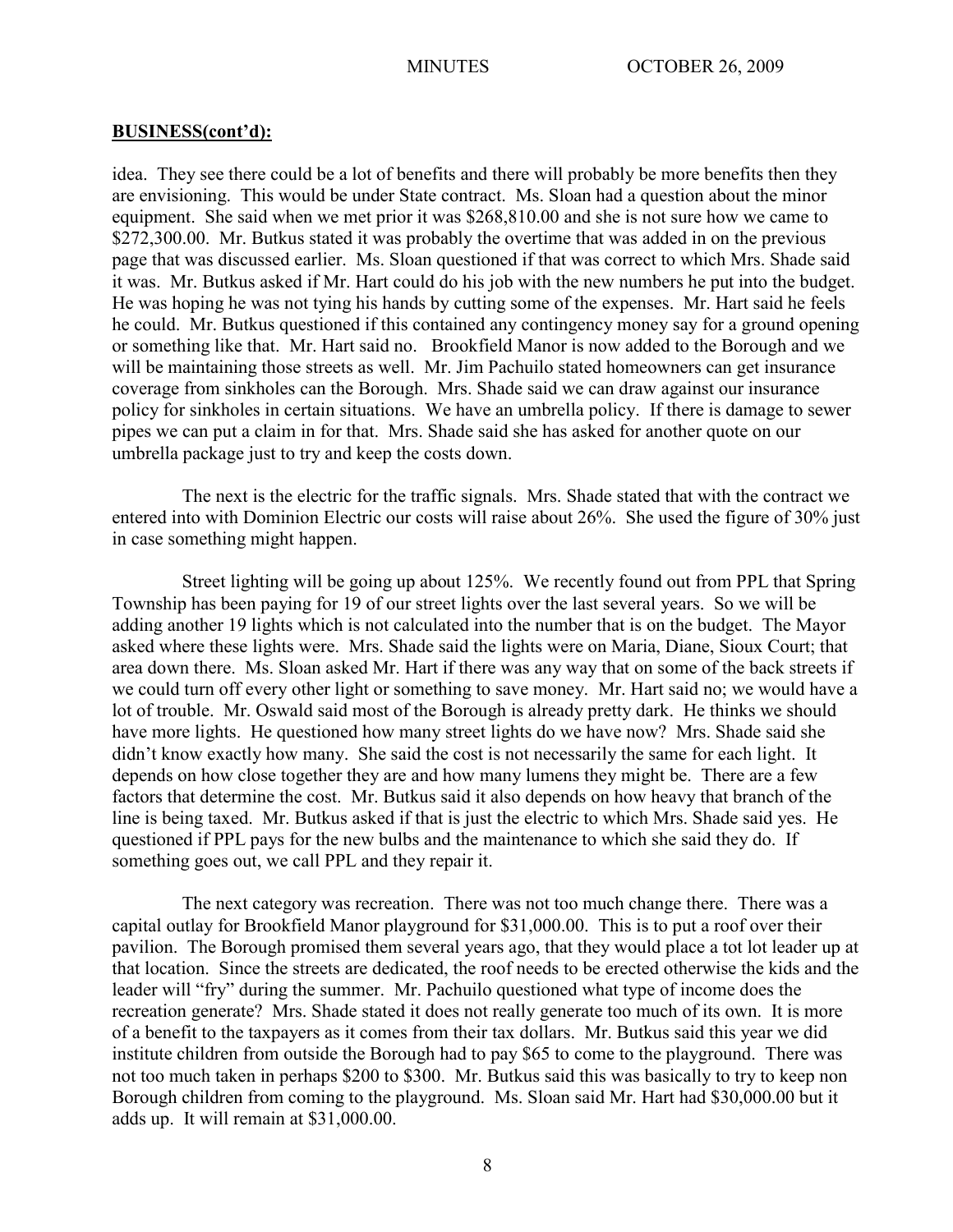**BUSINESS(cont'd):**

idea. They see there could be a lot of benefits and there will probably be more benefits then they are envisioning. This would be under State contract. Ms. Sloan had a question about the minor equipment. She said when we met prior it was $268,810.00 and she is not sure how we came to $272,300.00. Mr. Butkus stated it was probably the overtime that was added in on the previous page that was discussed earlier. Ms. Sloan questioned if that was correct to which Mrs. Shade said it was. Mr. Butkus asked if Mr. Hart could do his job with the new numbers he put into the budget. He was hoping he was not tying his hands by cutting some of the expenses. Mr. Hart said he feels he could. Mr. Butkus questioned if this contained any contingency money say for a ground opening or something like that. Mr. Hart said no. Brookfield Manor is now added to the Borough and we will be maintaining those streets as well. Mr. Jim Pachuilo stated homeowners can get insurance coverage from sinkholes can the Borough. Mrs. Shade said we can draw against our insurance policy for sinkholes in certain situations. We have an umbrella policy. If there is damage to sewer pipes we can put a claim in for that. Mrs. Shade said she has asked for another quote on our umbrella package just to try and keep the costs down.

The next is the electric for the traffic signals. Mrs. Shade stated that with the contract we entered into with Dominion Electric our costs will raise about 26%. She used the figure of 30% just in case something might happen.

Street lighting will be going up about 125%. We recently found out from PPL that Spring Township has been paying for 19 of our street lights over the last several years. So we will be adding another 19 lights which is not calculated into the number that is on the budget. The Mayor asked where these lights were. Mrs. Shade said the lights were on Maria, Diane, Sioux Court; that area down there. Ms. Sloan asked Mr. Hart if there was any way that on some of the back streets if we could turn off every other light or something to save money. Mr. Hart said no; we would have a lot of trouble. Mr. Oswald said most of the Borough is already pretty dark. He thinks we should have more lights. He questioned how many street lights do we have now? Mrs. Shade said she didn't know exactly how many. She said the cost is not necessarily the same for each light. It depends on how close together they are and how many lumens they might be. There are a few factors that determine the cost. Mr. Butkus said it also depends on how heavy that branch of the line is being taxed. Mr. Butkus asked if that is just the electric to which Mrs. Shade said yes. He questioned if PPL pays for the new bulbs and the maintenance to which she said they do. If something goes out, we call PPL and they repair it.

The next category was recreation. There was not too much change there. There was a capital outlay for Brookfield Manor playground for $31,000.00. This is to put a roof over their pavilion. The Borough promised them several years ago, that they would place a tot lot leader up at that location. Since the streets are dedicated, the roof needs to be erected otherwise the kids and the leader will "fry" during the summer. Mr. Pachuilo questioned what type of income does the recreation generate? Mrs. Shade stated it does not really generate too much of its own. It is more of a benefit to the taxpayers as it comes from their tax dollars. Mr. Butkus said this year we did institute children from outside the Borough had to pay $65 to come to the playground. There was not too much taken in perhaps $200 to $300. Mr. Butkus said this was basically to try to keep non Borough children from coming to the playground. Ms. Sloan said Mr. Hart had $30,000.00 but it adds up. It will remain at $31,000.00.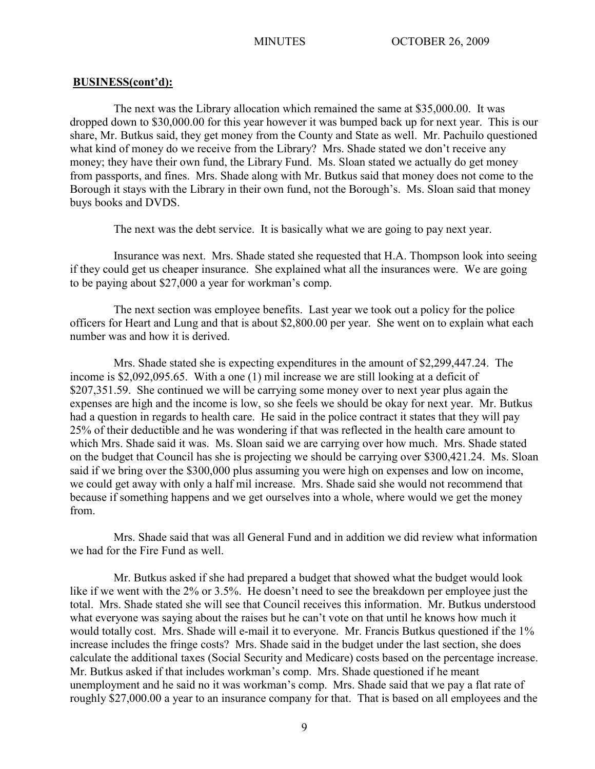**BUSINESS(cont'd):**

The next was the Library allocation which remained the same at $35,000.00. It was dropped down to $30,000.00 for this year however it was bumped back up for next year. This is our share, Mr. Butkus said, they get money from the County and State as well. Mr. Pachuilo questioned what kind of money do we receive from the Library? Mrs. Shade stated we don't receive any money; they have their own fund, the Library Fund. Ms. Sloan stated we actually do get money from passports, and fines. Mrs. Shade along with Mr. Butkus said that money does not come to the Borough it stays with the Library in their own fund, not the Borough's. Ms. Sloan said that money buys books and DVDS.

The next was the debt service. It is basically what we are going to pay next year.

Insurance was next. Mrs. Shade stated she requested that H.A. Thompson look into seeing if they could get us cheaper insurance. She explained what all the insurances were. We are going to be paying about $27,000 a year for workman's comp.

The next section was employee benefits. Last year we took out a policy for the police officers for Heart and Lung and that is about $2,800.00 per year. She went on to explain what each number was and how it is derived.

Mrs. Shade stated she is expecting expenditures in the amount of $2,299,447.24. The income is $2,092,095.65. With a one (1) mil increase we are still looking at a deficit of $207,351.59. She continued we will be carrying some money over to next year plus again the expenses are high and the income is low, so she feels we should be okay for next year. Mr. Butkus had a question in regards to health care. He said in the police contract it states that they will pay 25% of their deductible and he was wondering if that was reflected in the health care amount to which Mrs. Shade said it was. Ms. Sloan said we are carrying over how much. Mrs. Shade stated on the budget that Council has she is projecting we should be carrying over $300,421.24. Ms. Sloan said if we bring over the $300,000 plus assuming you were high on expenses and low on income, we could get away with only a half mil increase. Mrs. Shade said she would not recommend that because if something happens and we get ourselves into a whole, where would we get the money from.

Mrs. Shade said that was all General Fund and in addition we did review what information we had for the Fire Fund as well.

Mr. Butkus asked if she had prepared a budget that showed what the budget would look like if we went with the 2% or 3.5%. He doesn't need to see the breakdown per employee just the total. Mrs. Shade stated she will see that Council receives this information. Mr. Butkus understood what everyone was saying about the raises but he can't vote on that until he knows how much it would totally cost. Mrs. Shade will e-mail it to everyone. Mr. Francis Butkus questioned if the 1% increase includes the fringe costs? Mrs. Shade said in the budget under the last section, she does calculate the additional taxes (Social Security and Medicare) costs based on the percentage increase. Mr. Butkus asked if that includes workman's comp. Mrs. Shade questioned if he meant unemployment and he said no it was workman's comp. Mrs. Shade said that we pay a flat rate of roughly $27,000.00 a year to an insurance company for that. That is based on all employees and the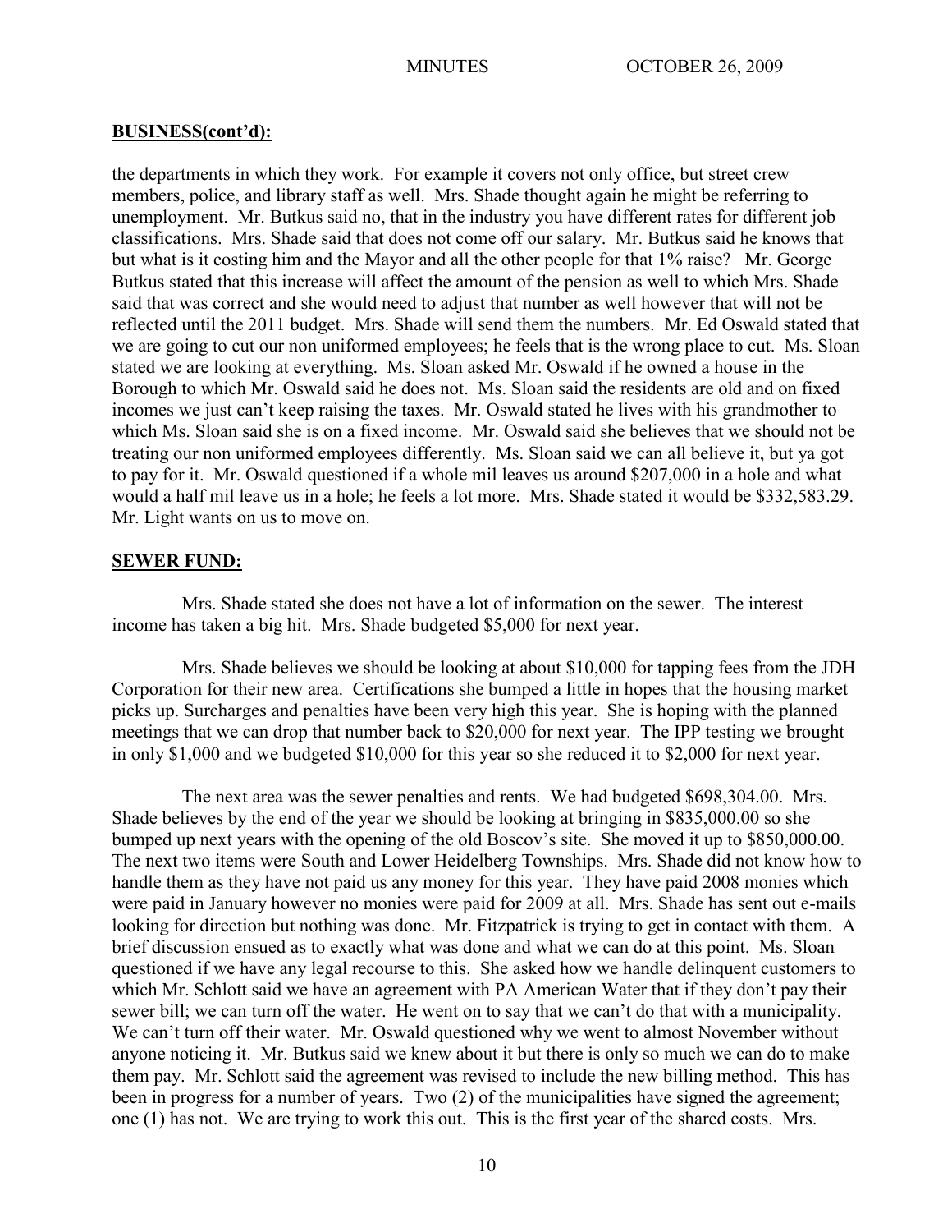## BUSINESS(cont'd):

the departments in which they work. For example it covers not only office, but street crew members, police, and library staff as well. Mrs. Shade thought again he might be referring to unemployment. Mr. Butkus said no, that in the industry you have different rates for different job classifications. Mrs. Shade said that does not come off our salary. Mr. Butkus said he knows that but what is it costing him and the Mayor and all the other people for that 1% raise? Mr. George Butkus stated that this increase will affect the amount of the pension as well to which Mrs. Shade said that was correct and she would need to adjust that number as well however that will not be reflected until the 2011 budget. Mrs. Shade will send them the numbers. Mr. Ed Oswald stated that we are going to cut our non uniformed employees; he feels that is the wrong place to cut. Ms. Sloan stated we are looking at everything. Ms. Sloan asked Mr. Oswald if he owned a house in the Borough to which Mr. Oswald said he does not. Ms. Sloan said the residents are old and on fixed incomes we just can't keep raising the taxes. Mr. Oswald stated he lives with his grandmother to which Ms. Sloan said she is on a fixed income. Mr. Oswald said she believes that we should not be treating our non uniformed employees differently. Ms. Sloan said we can all believe it, but ya got to pay for it. Mr. Oswald questioned if a whole mil leaves us around $207,000 in a hole and what would a half mil leave us in a hole; he feels a lot more. Mrs. Shade stated it would be $332,583.29. Mr. Light wants on us to move on.

## SEWER FUND:

Mrs. Shade stated she does not have a lot of information on the sewer. The interest income has taken a big hit. Mrs. Shade budgeted $5,000 for next year.

Mrs. Shade believes we should be looking at about $10,000 for tapping fees from the JDH Corporation for their new area. Certifications she bumped a little in hopes that the housing market picks up. Surcharges and penalties have been very high this year. She is hoping with the planned meetings that we can drop that number back to $20,000 for next year. The IPP testing we brought in only $1,000 and we budgeted $10,000 for this year so she reduced it to $2,000 for next year.

The next area was the sewer penalties and rents. We had budgeted $698,304.00. Mrs. Shade believes by the end of the year we should be looking at bringing in $835,000.00 so she bumped up next years with the opening of the old Boscov's site. She moved it up to $850,000.00. The next two items were South and Lower Heidelberg Townships. Mrs. Shade did not know how to handle them as they have not paid us any money for this year. They have paid 2008 monies which were paid in January however no monies were paid for 2009 at all. Mrs. Shade has sent out e-mails looking for direction but nothing was done. Mr. Fitzpatrick is trying to get in contact with them. A brief discussion ensued as to exactly what was done and what we can do at this point. Ms. Sloan questioned if we have any legal recourse to this. She asked how we handle delinquent customers to which Mr. Schlott said we have an agreement with PA American Water that if they don't pay their sewer bill; we can turn off the water. He went on to say that we can't do that with a municipality. We can't turn off their water. Mr. Oswald questioned why we went to almost November without anyone noticing it. Mr. Butkus said we knew about it but there is only so much we can do to make them pay. Mr. Schlott said the agreement was revised to include the new billing method. This has been in progress for a number of years. Two (2) of the municipalities have signed the agreement; one (1) has not. We are trying to work this out. This is the first year of the shared costs. Mrs.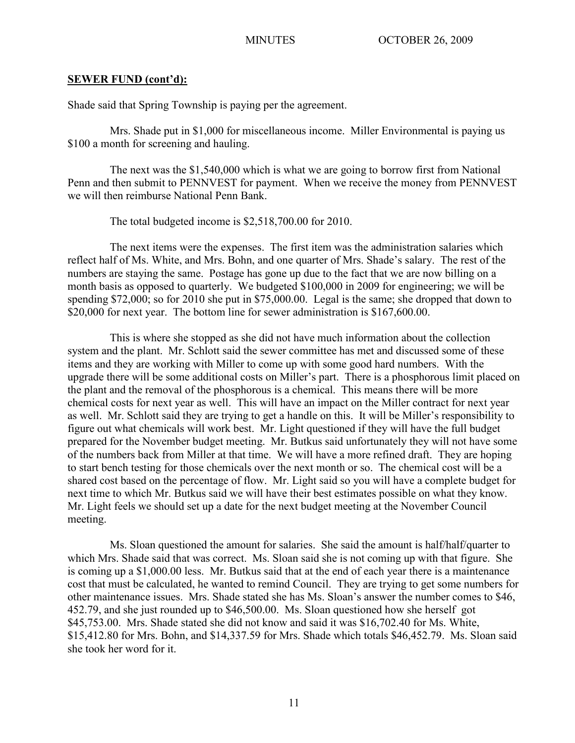**SEWER FUND (cont'd):**

Shade said that Spring Township is paying per the agreement.

Mrs. Shade put in $1,000 for miscellaneous income. Miller Environmental is paying us $100 a month for screening and hauling.

The next was the $1,540,000 which is what we are going to borrow first from National Penn and then submit to PENNVEST for payment. When we receive the money from PENNVEST we will then reimburse National Penn Bank.

The total budgeted income is $2,518,700.00 for 2010.

The next items were the expenses. The first item was the administration salaries which reflect half of Ms. White, and Mrs. Bohn, and one quarter of Mrs. Shade's salary. The rest of the numbers are staying the same. Postage has gone up due to the fact that we are now billing on a month basis as opposed to quarterly. We budgeted $100,000 in 2009 for engineering; we will be spending $72,000; so for 2010 she put in $75,000.00. Legal is the same; she dropped that down to $20,000 for next year. The bottom line for sewer administration is $167,600.00.

This is where she stopped as she did not have much information about the collection system and the plant. Mr. Schlott said the sewer committee has met and discussed some of these items and they are working with Miller to come up with some good hard numbers. With the upgrade there will be some additional costs on Miller's part. There is a phosphorous limit placed on the plant and the removal of the phosphorous is a chemical. This means there will be more chemical costs for next year as well. This will have an impact on the Miller contract for next year as well. Mr. Schlott said they are trying to get a handle on this. It will be Miller's responsibility to figure out what chemicals will work best. Mr. Light questioned if they will have the full budget prepared for the November budget meeting. Mr. Butkus said unfortunately they will not have some of the numbers back from Miller at that time. We will have a more refined draft. They are hoping to start bench testing for those chemicals over the next month or so. The chemical cost will be a shared cost based on the percentage of flow. Mr. Light said so you will have a complete budget for next time to which Mr. Butkus said we will have their best estimates possible on what they know. Mr. Light feels we should set up a date for the next budget meeting at the November Council meeting.

Ms. Sloan questioned the amount for salaries. She said the amount is half/half/quarter to which Mrs. Shade said that was correct. Ms. Sloan said she is not coming up with that figure. She is coming up a $1,000.00 less. Mr. Butkus said that at the end of each year there is a maintenance cost that must be calculated, he wanted to remind Council. They are trying to get some numbers for other maintenance issues. Mrs. Shade stated she has Ms. Sloan's answer the number comes to $46, 452.79, and she just rounded up to $46,500.00. Ms. Sloan questioned how she herself got $45,753.00. Mrs. Shade stated she did not know and said it was $16,702.40 for Ms. White, $15,412.80 for Mrs. Bohn, and $14,337.59 for Mrs. Shade which totals $46,452.79. Ms. Sloan said she took her word for it.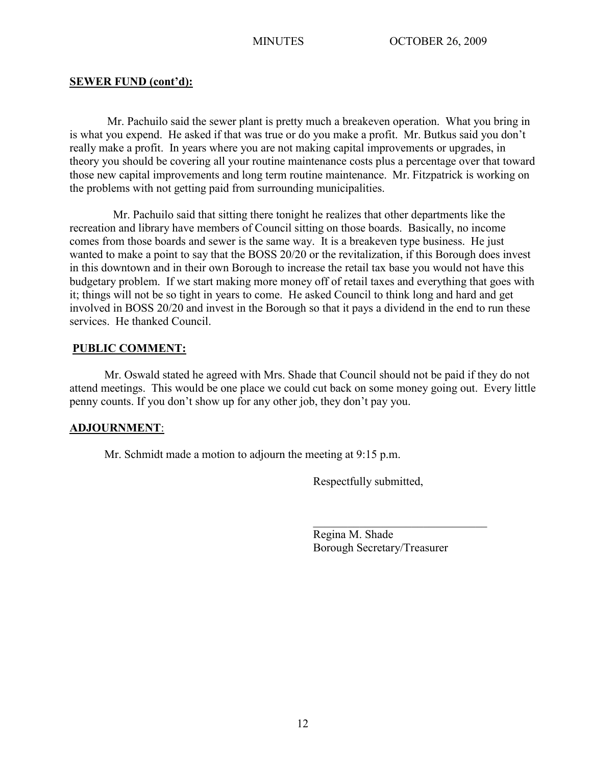## SEWER FUND (cont'd):

Mr. Pachuilo said the sewer plant is pretty much a breakeven operation. What you bring in is what you expend. He asked if that was true or do you make a profit. Mr. Butkus said you don't really make a profit. In years where you are not making capital improvements or upgrades, in theory you should be covering all your routine maintenance costs plus a percentage over that toward those new capital improvements and long term routine maintenance. Mr. Fitzpatrick is working on the problems with not getting paid from surrounding municipalities.

Mr. Pachuilo said that sitting there tonight he realizes that other departments like the recreation and library have members of Council sitting on those boards. Basically, no income comes from those boards and sewer is the same way. It is a breakeven type business. He just wanted to make a point to say that the BOSS 20/20 or the revitalization, if this Borough does invest in this downtown and in their own Borough to increase the retail tax base you would not have this budgetary problem. If we start making more money off of retail taxes and everything that goes with it; things will not be so tight in years to come. He asked Council to think long and hard and get involved in BOSS 20/20 and invest in the Borough so that it pays a dividend in the end to run these services. He thanked Council.

## PUBLIC COMMENT:

Mr. Oswald stated he agreed with Mrs. Shade that Council should not be paid if they do not attend meetings. This would be one place we could cut back on some money going out. Every little penny counts. If you don't show up for any other job, they don't pay you.

## ADJOURNMENT:

Mr. Schmidt made a motion to adjourn the meeting at 9:15 p.m.

Respectfully submitted,

\_\_\_\_\_\_\_\_\_\_\_\_\_\_\_\_\_\_\_\_\_\_\_\_\_\_\_\_\_\_

Regina M. Shade
Borough Secretary/Treasurer